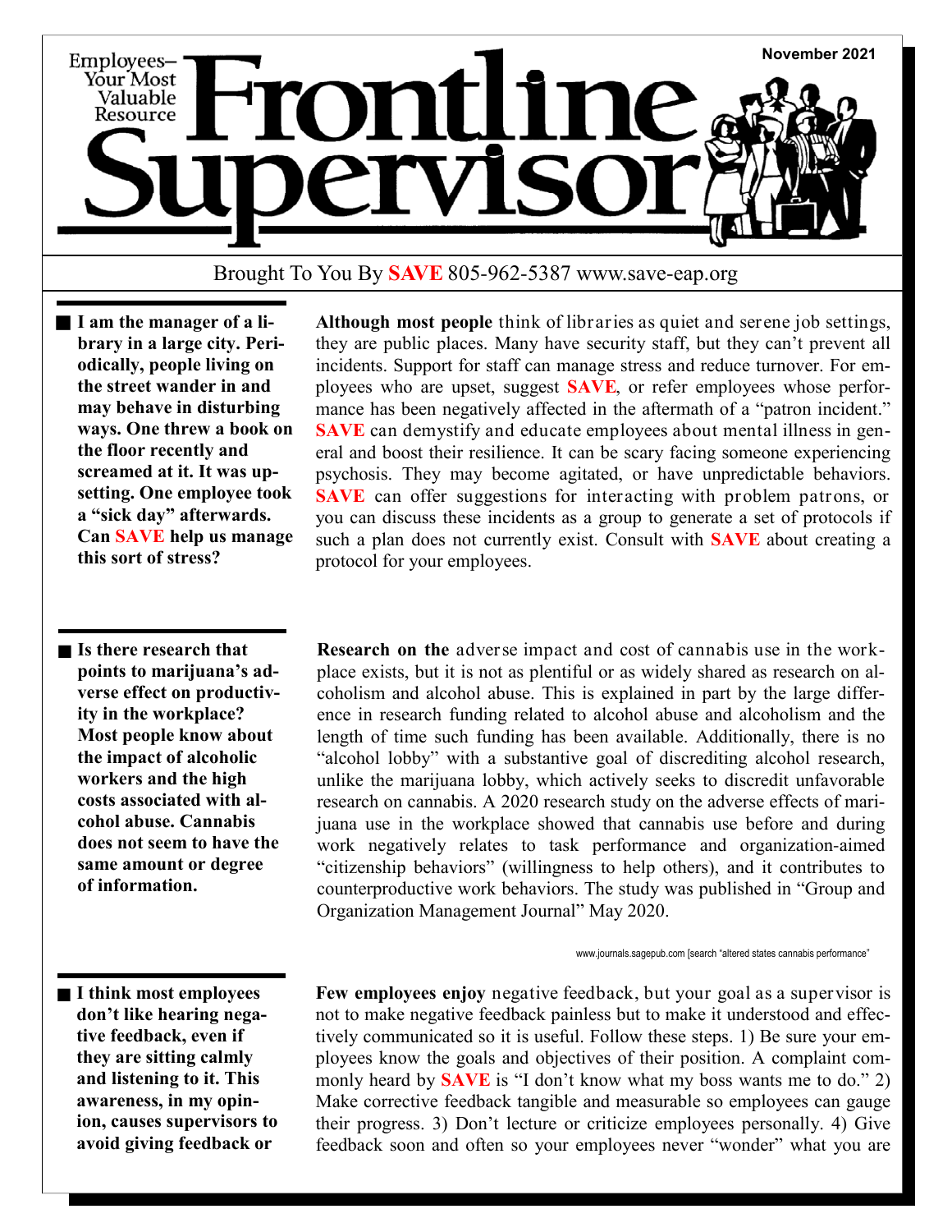Employees–Your Most Valuable Resource

# Frontline Supervisor

November 2021

Brought To You By **SAVE** 805-962-5387 www.save-eap.org

**I am the manager of a library in a large city. Periodically, people living on the street wander in and may behave in disturbing ways. One threw a book on the floor recently and screamed at it. It was upsetting. One employee took a "sick day" afterwards. Can SAVE help us manage this sort of stress?**

**Although most people** think of libraries as quiet and serene job settings, they are public places. Many have security staff, but they can't prevent all incidents. Support for staff can manage stress and reduce turnover. For employees who are upset, suggest **SAVE**, or refer employees whose performance has been negatively affected in the aftermath of a "patron incident." **SAVE** can demystify and educate employees about mental illness in general and boost their resilience. It can be scary facing someone experiencing psychosis. They may become agitated, or have unpredictable behaviors. **SAVE** can offer suggestions for interacting with problem patrons, or you can discuss these incidents as a group to generate a set of protocols if such a plan does not currently exist. Consult with **SAVE** about creating a protocol for your employees.

**Is there research that points to marijuana's adverse effect on productivity in the workplace? Most people know about the impact of alcoholic workers and the high costs associated with alcohol abuse. Cannabis does not seem to have the same amount or degree of information.**

**Research on the** adverse impact and cost of cannabis use in the workplace exists, but it is not as plentiful or as widely shared as research on alcoholism and alcohol abuse. This is explained in part by the large difference in research funding related to alcohol abuse and alcoholism and the length of time such funding has been available. Additionally, there is no "alcohol lobby" with a substantive goal of discrediting alcohol research, unlike the marijuana lobby, which actively seeks to discredit unfavorable research on cannabis. A 2020 research study on the adverse effects of marijuana use in the workplace showed that cannabis use before and during work negatively relates to task performance and organization-aimed "citizenship behaviors" (willingness to help others), and it contributes to counterproductive work behaviors. The study was published in "Group and Organization Management Journal" May 2020.

www.journals.sagepub.com [search "altered states cannabis performance"

**I think most employees don't like hearing negative feedback, even if they are sitting calmly and listening to it. This awareness, in my opinion, causes supervisors to avoid giving feedback or**

**Few employees enjoy** negative feedback, but your goal as a supervisor is not to make negative feedback painless but to make it understood and effectively communicated so it is useful. Follow these steps. 1) Be sure your employees know the goals and objectives of their position. A complaint commonly heard by **SAVE** is "I don't know what my boss wants me to do." 2) Make corrective feedback tangible and measurable so employees can gauge their progress. 3) Don't lecture or criticize employees personally. 4) Give feedback soon and often so your employees never "wonder" what you are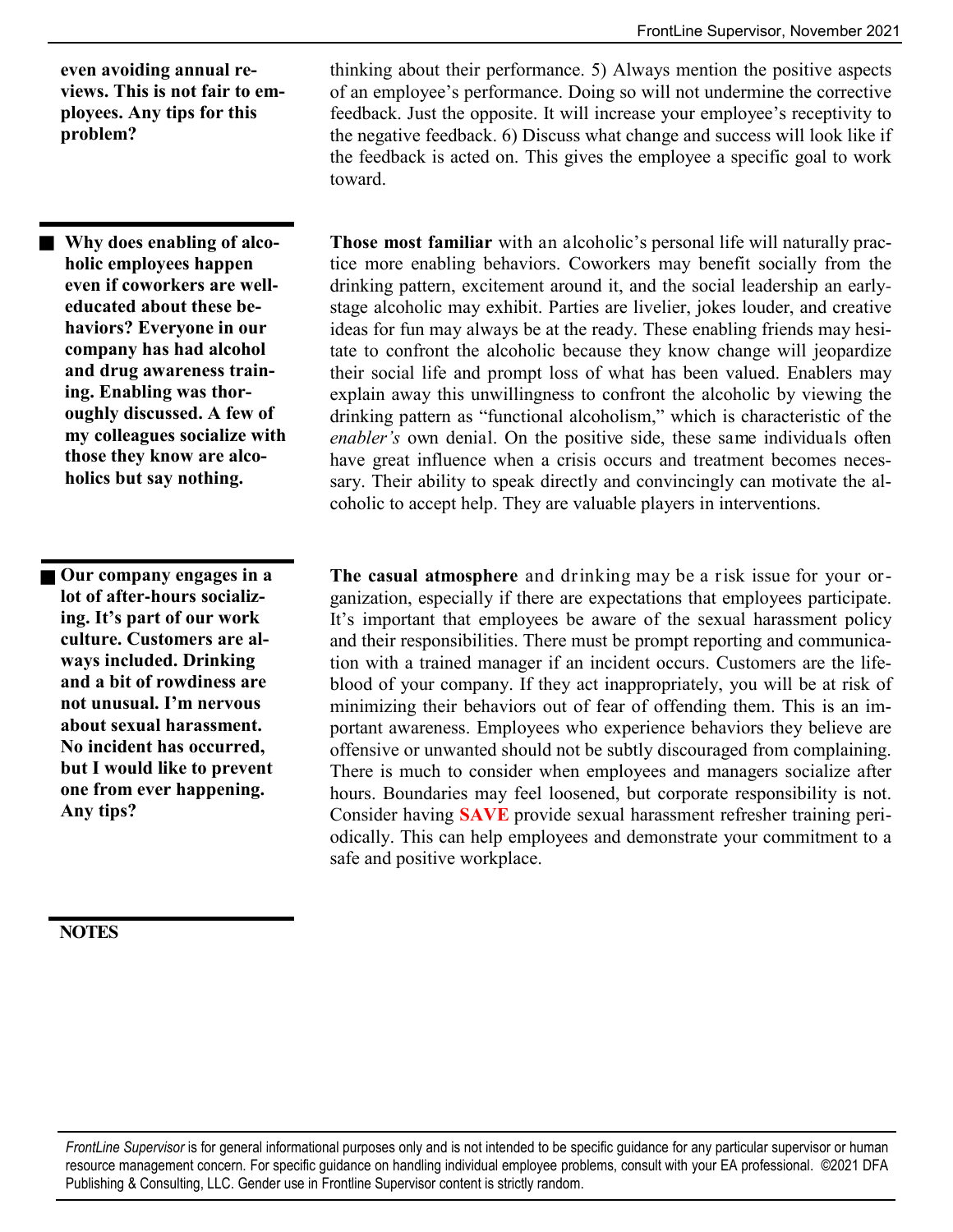**even avoiding annual reviews. This is not fair to employees. Any tips for this problem?**

thinking about their performance. 5) Always mention the positive aspects of an employee's performance. Doing so will not undermine the corrective feedback. Just the opposite. It will increase your employee's receptivity to the negative feedback. 6) Discuss what change and success will look like if the feedback is acted on. This gives the employee a specific goal to work toward.

**Why does enabling of alcoholic employees happen even if coworkers are well-educated about these behaviors? Everyone in our company has had alcohol and drug awareness training. Enabling was thoroughly discussed. A few of my colleagues socialize with those they know are alcoholics but say nothing.**

**Those most familiar** with an alcoholic's personal life will naturally practice more enabling behaviors. Coworkers may benefit socially from the drinking pattern, excitement around it, and the social leadership an early-stage alcoholic may exhibit. Parties are livelier, jokes louder, and creative ideas for fun may always be at the ready. These enabling friends may hesitate to confront the alcoholic because they know change will jeopardize their social life and prompt loss of what has been valued. Enablers may explain away this unwillingness to confront the alcoholic by viewing the drinking pattern as "functional alcoholism," which is characteristic of the *enabler's* own denial. On the positive side, these same individuals often have great influence when a crisis occurs and treatment becomes necessary. Their ability to speak directly and convincingly can motivate the alcoholic to accept help. They are valuable players in interventions.

**Our company engages in a lot of after-hours socializing. It's part of our work culture. Customers are always included. Drinking and a bit of rowdiness are not unusual. I'm nervous about sexual harassment. No incident has occurred, but I would like to prevent one from ever happening. Any tips?**

**The casual atmosphere** and drinking may be a risk issue for your organization, especially if there are expectations that employees participate. It's important that employees be aware of the sexual harassment policy and their responsibilities. There must be prompt reporting and communication with a trained manager if an incident occurs. Customers are the lifeblood of your company. If they act inappropriately, you will be at risk of minimizing their behaviors out of fear of offending them. This is an important awareness. Employees who experience behaviors they believe are offensive or unwanted should not be subtly discouraged from complaining. There is much to consider when employees and managers socialize after hours. Boundaries may feel loosened, but corporate responsibility is not. Consider having **SAVE** provide sexual harassment refresher training periodically. This can help employees and demonstrate your commitment to a safe and positive workplace.

**NOTES**

*FrontLine Supervisor* is for general informational purposes only and is not intended to be specific guidance for any particular supervisor or human resource management concern. For specific guidance on handling individual employee problems, consult with your EA professional. ©2021 DFA Publishing & Consulting, LLC. Gender use in Frontline Supervisor content is strictly random.